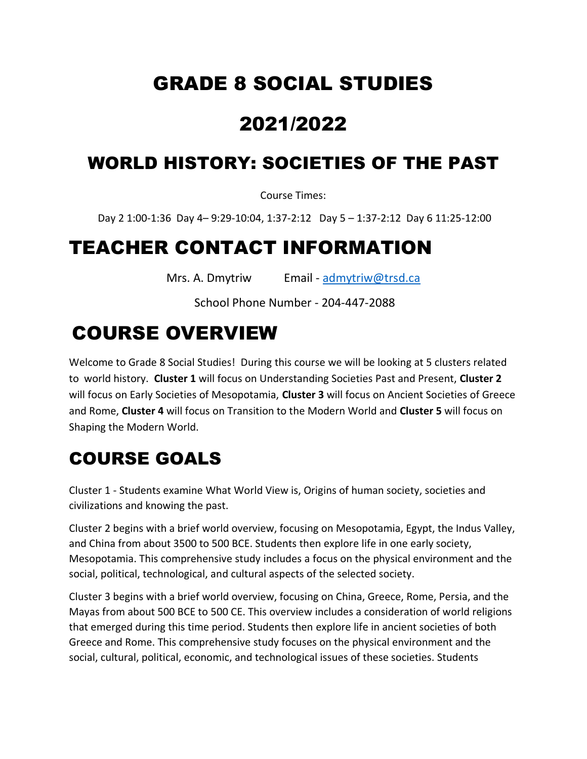# GRADE 8 SOCIAL STUDIES

# 2021/2022

## WORLD HISTORY: SOCIETIES OF THE PAST

Course Times:

Day 2 1:00-1:36 Day 4– 9:29-10:04, 1:37-2:12 Day 5 – 1:37-2:12 Day 6 11:25-12:00

# TEACHER CONTACT INFORMATION

Mrs. A. Dmytriw Email - admytriw@trsd.ca

School Phone Number - 204-447-2088

# COURSE OVERVIEW

Welcome to Grade 8 Social Studies! During this course we will be looking at 5 clusters related to world history. **Cluster 1** will focus on Understanding Societies Past and Present, **Cluster 2** will focus on Early Societies of Mesopotamia, **Cluster 3** will focus on Ancient Societies of Greece and Rome, **Cluster 4** will focus on Transition to the Modern World and **Cluster 5** will focus on Shaping the Modern World.

# COURSE GOALS

Cluster 1 - Students examine What World View is, Origins of human society, societies and civilizations and knowing the past.

Cluster 2 begins with a brief world overview, focusing on Mesopotamia, Egypt, the Indus Valley, and China from about 3500 to 500 BCE. Students then explore life in one early society, Mesopotamia. This comprehensive study includes a focus on the physical environment and the social, political, technological, and cultural aspects of the selected society.

Cluster 3 begins with a brief world overview, focusing on China, Greece, Rome, Persia, and the Mayas from about 500 BCE to 500 CE. This overview includes a consideration of world religions that emerged during this time period. Students then explore life in ancient societies of both Greece and Rome. This comprehensive study focuses on the physical environment and the social, cultural, political, economic, and technological issues of these societies. Students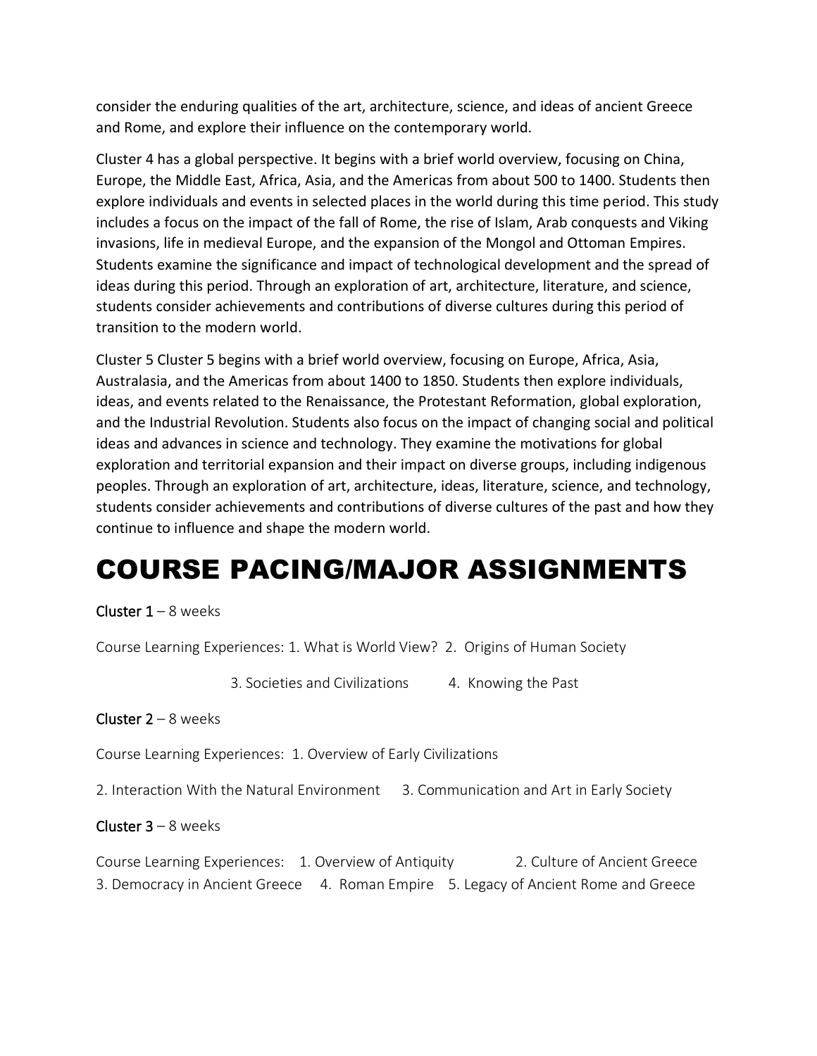consider the enduring qualities of the art, architecture, science, and ideas of ancient Greece and Rome, and explore their influence on the contemporary world.

Cluster 4 has a global perspective. It begins with a brief world overview, focusing on China, Europe, the Middle East, Africa, Asia, and the Americas from about 500 to 1400. Students then explore individuals and events in selected places in the world during this time period. This study includes a focus on the impact of the fall of Rome, the rise of Islam, Arab conquests and Viking invasions, life in medieval Europe, and the expansion of the Mongol and Ottoman Empires. Students examine the significance and impact of technological development and the spread of ideas during this period. Through an exploration of art, architecture, literature, and science, students consider achievements and contributions of diverse cultures during this period of transition to the modern world.

Cluster 5 Cluster 5 begins with a brief world overview, focusing on Europe, Africa, Asia, Australasia, and the Americas from about 1400 to 1850. Students then explore individuals, ideas, and events related to the Renaissance, the Protestant Reformation, global exploration, and the Industrial Revolution. Students also focus on the impact of changing social and political ideas and advances in science and technology. They examine the motivations for global exploration and territorial expansion and their impact on diverse groups, including indigenous peoples. Through an exploration of art, architecture, ideas, literature, science, and technology, students consider achievements and contributions of diverse cultures of the past and how they continue to influence and shape the modern world.

# COURSE PACING/MAJOR ASSIGNMENTS

**Cluster 1** – 8 weeks

Course Learning Experiences: 1. What is World View? 2. Origins of Human Society

3. Societies and Civilizations 4. Knowing the Past

**Cluster 2** – 8 weeks

Course Learning Experiences: 1. Overview of Early Civilizations

2. Interaction With the Natural Environment 3. Communication and Art in Early Society

**Cluster 3** – 8 weeks

Course Learning Experiences: 1. Overview of Antiquity 2. Culture of Ancient Greece 3. Democracy in Ancient Greece 4. Roman Empire 5. Legacy of Ancient Rome and Greece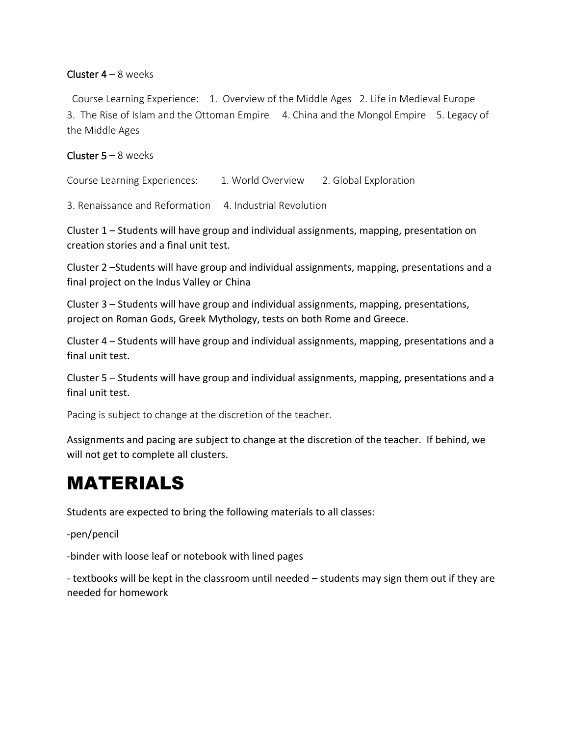**Cluster 4** – 8 weeks

Course Learning Experience: 1. Overview of the Middle Ages 2. Life in Medieval Europe 3. The Rise of Islam and the Ottoman Empire 4. China and the Mongol Empire 5. Legacy of the Middle Ages

**Cluster 5** – 8 weeks

Course Learning Experiences: 1. World Overview 2. Global Exploration

3. Renaissance and Reformation 4. Industrial Revolution

Cluster 1 – Students will have group and individual assignments, mapping, presentation on creation stories and a final unit test.

Cluster 2 –Students will have group and individual assignments, mapping, presentations and a final project on the Indus Valley or China

Cluster 3 – Students will have group and individual assignments, mapping, presentations, project on Roman Gods, Greek Mythology, tests on both Rome and Greece.

Cluster 4 – Students will have group and individual assignments, mapping, presentations and a final unit test.

Cluster 5 – Students will have group and individual assignments, mapping, presentations and a final unit test.

Pacing is subject to change at the discretion of the teacher.

Assignments and pacing are subject to change at the discretion of the teacher. If behind, we will not get to complete all clusters.

# MATERIALS

Students are expected to bring the following materials to all classes:

-pen/pencil

-binder with loose leaf or notebook with lined pages

- textbooks will be kept in the classroom until needed – students may sign them out if they are needed for homework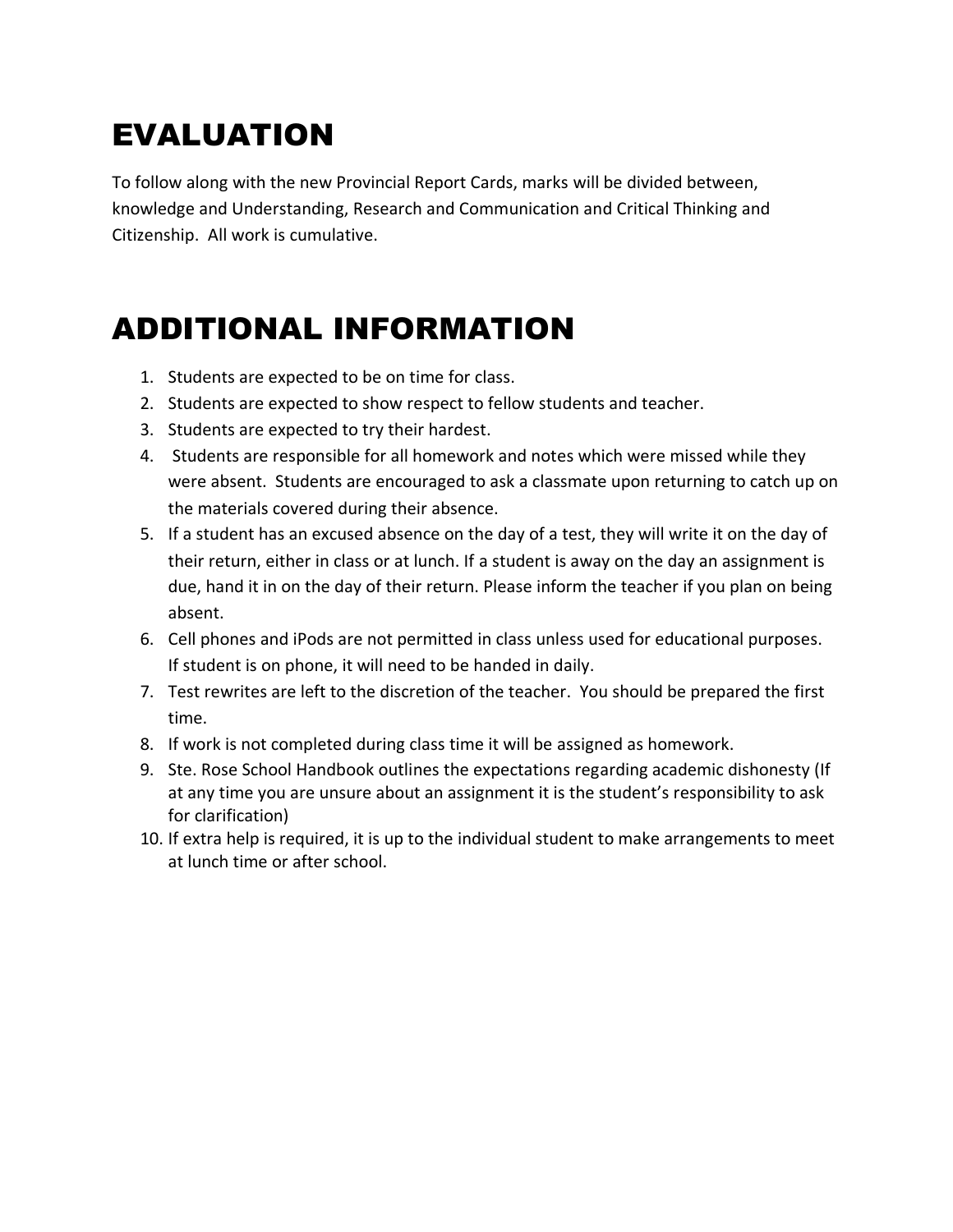# EVALUATION

To follow along with the new Provincial Report Cards, marks will be divided between, knowledge and Understanding, Research and Communication and Critical Thinking and Citizenship. All work is cumulative.

# ADDITIONAL INFORMATION

1. Students are expected to be on time for class.
2. Students are expected to show respect to fellow students and teacher.
3. Students are expected to try their hardest.
4. Students are responsible for all homework and notes which were missed while they were absent. Students are encouraged to ask a classmate upon returning to catch up on the materials covered during their absence.
5. If a student has an excused absence on the day of a test, they will write it on the day of their return, either in class or at lunch. If a student is away on the day an assignment is due, hand it in on the day of their return. Please inform the teacher if you plan on being absent.
6. Cell phones and iPods are not permitted in class unless used for educational purposes. If student is on phone, it will need to be handed in daily.
7. Test rewrites are left to the discretion of the teacher. You should be prepared the first time.
8. If work is not completed during class time it will be assigned as homework.
9. Ste. Rose School Handbook outlines the expectations regarding academic dishonesty (If at any time you are unsure about an assignment it is the student's responsibility to ask for clarification)
10. If extra help is required, it is up to the individual student to make arrangements to meet at lunch time or after school.